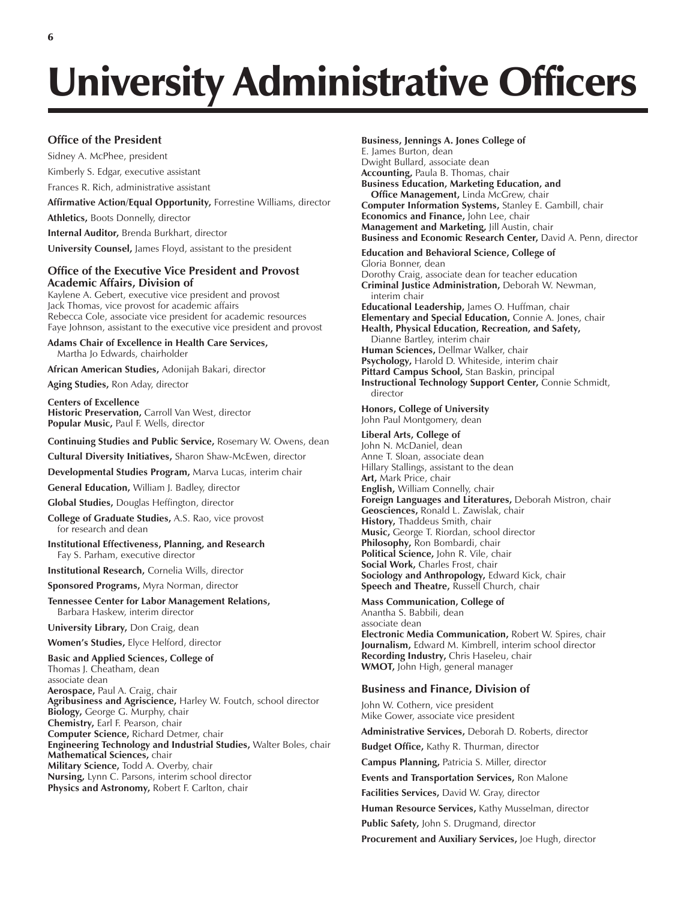# University Administrative Officers

## Office of the President

Sidney A. McPhee, president

Kimberly S. Edgar, executive assistant

Frances R. Rich, administrative assistant

**Affirmative Action/Equal Opportunity,** Forrestine Williams, director

**Athletics,** Boots Donnelly, director

**Internal Auditor,** Brenda Burkhart, director

**University Counsel,** James Floyd, assistant to the president

## Office of the Executive Vice President and Provost Academic Affairs, Division of

Kaylene A. Gebert, executive vice president and provost
Jack Thomas, vice provost for academic affairs
Rebecca Cole, associate vice president for academic resources
Faye Johnson, assistant to the executive vice president and provost

**Adams Chair of Excellence in Health Care Services,** Martha Jo Edwards, chairholder

**African American Studies,** Adonijah Bakari, director

**Aging Studies,** Ron Aday, director

**Centers of Excellence**
**Historic Preservation,** Carroll Van West, director
**Popular Music,** Paul F. Wells, director

**Continuing Studies and Public Service,** Rosemary W. Owens, dean

**Cultural Diversity Initiatives,** Sharon Shaw-McEwen, director

**Developmental Studies Program,** Marva Lucas, interim chair

**General Education,** William J. Badley, director

**Global Studies,** Douglas Heffington, director

**College of Graduate Studies,** A.S. Rao, vice provost for research and dean

**Institutional Effectiveness, Planning, and Research** Fay S. Parham, executive director

**Institutional Research,** Cornelia Wills, director

**Sponsored Programs,** Myra Norman, director

**Tennessee Center for Labor Management Relations,** Barbara Haskew, interim director

**University Library,** Don Craig, dean

**Women's Studies,** Elyce Helford, director

**Basic and Applied Sciences, College of**
Thomas J. Cheatham, dean
associate dean
**Aerospace,** Paul A. Craig, chair
**Agribusiness and Agriscience,** Harley W. Foutch, school director
**Biology,** George G. Murphy, chair
**Chemistry,** Earl F. Pearson, chair
**Computer Science,** Richard Detmer, chair
**Engineering Technology and Industrial Studies,** Walter Boles, chair
**Mathematical Sciences,** chair
**Military Science,** Todd A. Overby, chair
**Nursing,** Lynn C. Parsons, interim school director
**Physics and Astronomy,** Robert F. Carlton, chair

**Business, Jennings A. Jones College of**
E. James Burton, dean
Dwight Bullard, associate dean
**Accounting,** Paula B. Thomas, chair
**Business Education, Marketing Education, and Office Management,** Linda McGrew, chair
**Computer Information Systems,** Stanley E. Gambill, chair
**Economics and Finance,** John Lee, chair
**Management and Marketing,** Jill Austin, chair
**Business and Economic Research Center,** David A. Penn, director

**Education and Behavioral Science, College of**
Gloria Bonner, dean
Dorothy Craig, associate dean for teacher education
**Criminal Justice Administration,** Deborah W. Newman, interim chair
**Educational Leadership,** James O. Huffman, chair
**Elementary and Special Education,** Connie A. Jones, chair
**Health, Physical Education, Recreation, and Safety,** Dianne Bartley, interim chair
**Human Sciences,** Dellmar Walker, chair
**Psychology,** Harold D. Whiteside, interim chair
**Pittard Campus School,** Stan Baskin, principal
**Instructional Technology Support Center,** Connie Schmidt, director

**Honors, College of University**
John Paul Montgomery, dean

**Liberal Arts, College of**
John N. McDaniel, dean
Anne T. Sloan, associate dean
Hillary Stallings, assistant to the dean
**Art,** Mark Price, chair
**English,** William Connelly, chair
**Foreign Languages and Literatures,** Deborah Mistron, chair
**Geosciences,** Ronald L. Zawislak, chair
**History,** Thaddeus Smith, chair
**Music,** George T. Riordan, school director
**Philosophy,** Ron Bombardi, chair
**Political Science,** John R. Vile, chair
**Social Work,** Charles Frost, chair
**Sociology and Anthropology,** Edward Kick, chair
**Speech and Theatre,** Russell Church, chair

**Mass Communication, College of**
Anantha S. Babbili, dean
associate dean
**Electronic Media Communication,** Robert W. Spires, chair
**Journalism,** Edward M. Kimbrell, interim school director
**Recording Industry,** Chris Haseleu, chair
**WMOT,** John High, general manager

## Business and Finance, Division of

John W. Cothern, vice president
Mike Gower, associate vice president

**Administrative Services,** Deborah D. Roberts, director

**Budget Office,** Kathy R. Thurman, director

**Campus Planning,** Patricia S. Miller, director

**Events and Transportation Services,** Ron Malone

**Facilities Services,** David W. Gray, director

**Human Resource Services,** Kathy Musselman, director

**Public Safety,** John S. Drugmand, director

**Procurement and Auxiliary Services,** Joe Hugh, director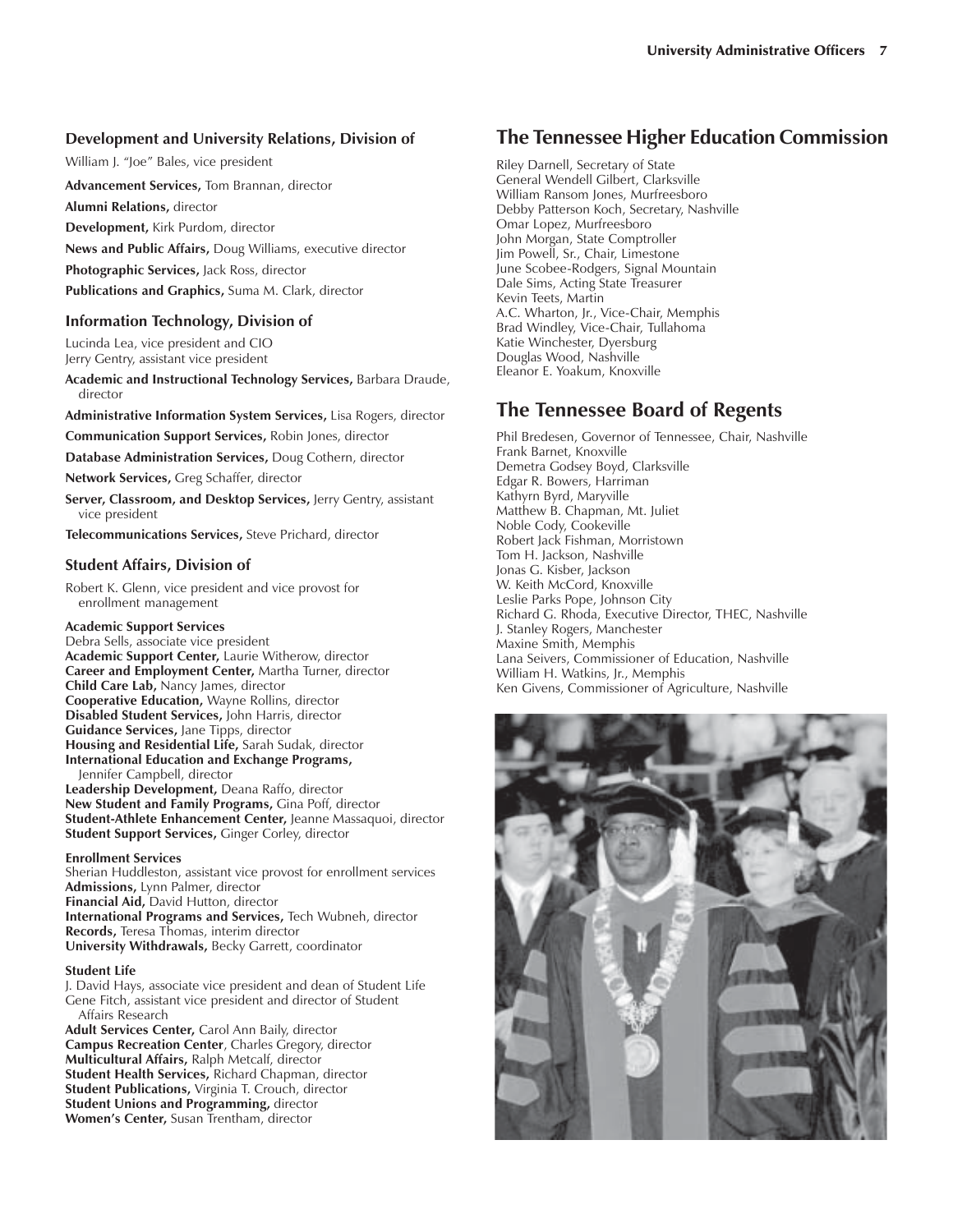### Development and University Relations, Division of

William J. "Joe" Bales, vice president

**Advancement Services,** Tom Brannan, director

**Alumni Relations,** director

**Development,** Kirk Purdom, director

**News and Public Affairs,** Doug Williams, executive director

**Photographic Services,** Jack Ross, director

**Publications and Graphics,** Suma M. Clark, director

### Information Technology, Division of

Lucinda Lea, vice president and CIO
Jerry Gentry, assistant vice president

**Academic and Instructional Technology Services,** Barbara Draude, director

**Administrative Information System Services,** Lisa Rogers, director

**Communication Support Services,** Robin Jones, director

**Database Administration Services,** Doug Cothern, director

**Network Services,** Greg Schaffer, director

**Server, Classroom, and Desktop Services,** Jerry Gentry, assistant vice president

**Telecommunications Services,** Steve Prichard, director

### Student Affairs, Division of

Robert K. Glenn, vice president and vice provost for enrollment management

**Academic Support Services**
Debra Sells, associate vice president
**Academic Support Center,** Laurie Witherow, director
**Career and Employment Center,** Martha Turner, director
**Child Care Lab,** Nancy James, director
**Cooperative Education,** Wayne Rollins, director
**Disabled Student Services,** John Harris, director
**Guidance Services,** Jane Tipps, director
**Housing and Residential Life,** Sarah Sudak, director
**International Education and Exchange Programs,** Jennifer Campbell, director
**Leadership Development,** Deana Raffo, director
**New Student and Family Programs,** Gina Poff, director
**Student-Athlete Enhancement Center,** Jeanne Massaquoi, director
**Student Support Services,** Ginger Corley, director

**Enrollment Services**
Sherian Huddleston, assistant vice provost for enrollment services
**Admissions,** Lynn Palmer, director
**Financial Aid,** David Hutton, director
**International Programs and Services,** Tech Wubneh, director
**Records,** Teresa Thomas, interim director
**University Withdrawals,** Becky Garrett, coordinator

**Student Life**
J. David Hays, associate vice president and dean of Student Life
Gene Fitch, assistant vice president and director of Student Affairs Research
**Adult Services Center,** Carol Ann Baily, director
**Campus Recreation Center**, Charles Gregory, director
**Multicultural Affairs,** Ralph Metcalf, director
**Student Health Services,** Richard Chapman, director
**Student Publications,** Virginia T. Crouch, director
**Student Unions and Programming,** director
**Women's Center,** Susan Trentham, director

## The Tennessee Higher Education Commission

Riley Darnell, Secretary of State
General Wendell Gilbert, Clarksville
William Ransom Jones, Murfreesboro
Debby Patterson Koch, Secretary, Nashville
Omar Lopez, Murfreesboro
John Morgan, State Comptroller
Jim Powell, Sr., Chair, Limestone
June Scobee-Rodgers, Signal Mountain
Dale Sims, Acting State Treasurer
Kevin Teets, Martin
A.C. Wharton, Jr., Vice-Chair, Memphis
Brad Windley, Vice-Chair, Tullahoma
Katie Winchester, Dyersburg
Douglas Wood, Nashville
Eleanor E. Yoakum, Knoxville

## The Tennessee Board of Regents

Phil Bredesen, Governor of Tennessee, Chair, Nashville
Frank Barnet, Knoxville
Demetra Godsey Boyd, Clarksville
Edgar R. Bowers, Harriman
Kathyrn Byrd, Maryville
Matthew B. Chapman, Mt. Juliet
Noble Cody, Cookeville
Robert Jack Fishman, Morristown
Tom H. Jackson, Nashville
Jonas G. Kisber, Jackson
W. Keith McCord, Knoxville
Leslie Parks Pope, Johnson City
Richard G. Rhoda, Executive Director, THEC, Nashville
J. Stanley Rogers, Manchester
Maxine Smith, Memphis
Lana Seivers, Commissioner of Education, Nashville
William H. Watkins, Jr., Memphis
Ken Givens, Commissioner of Agriculture, Nashville